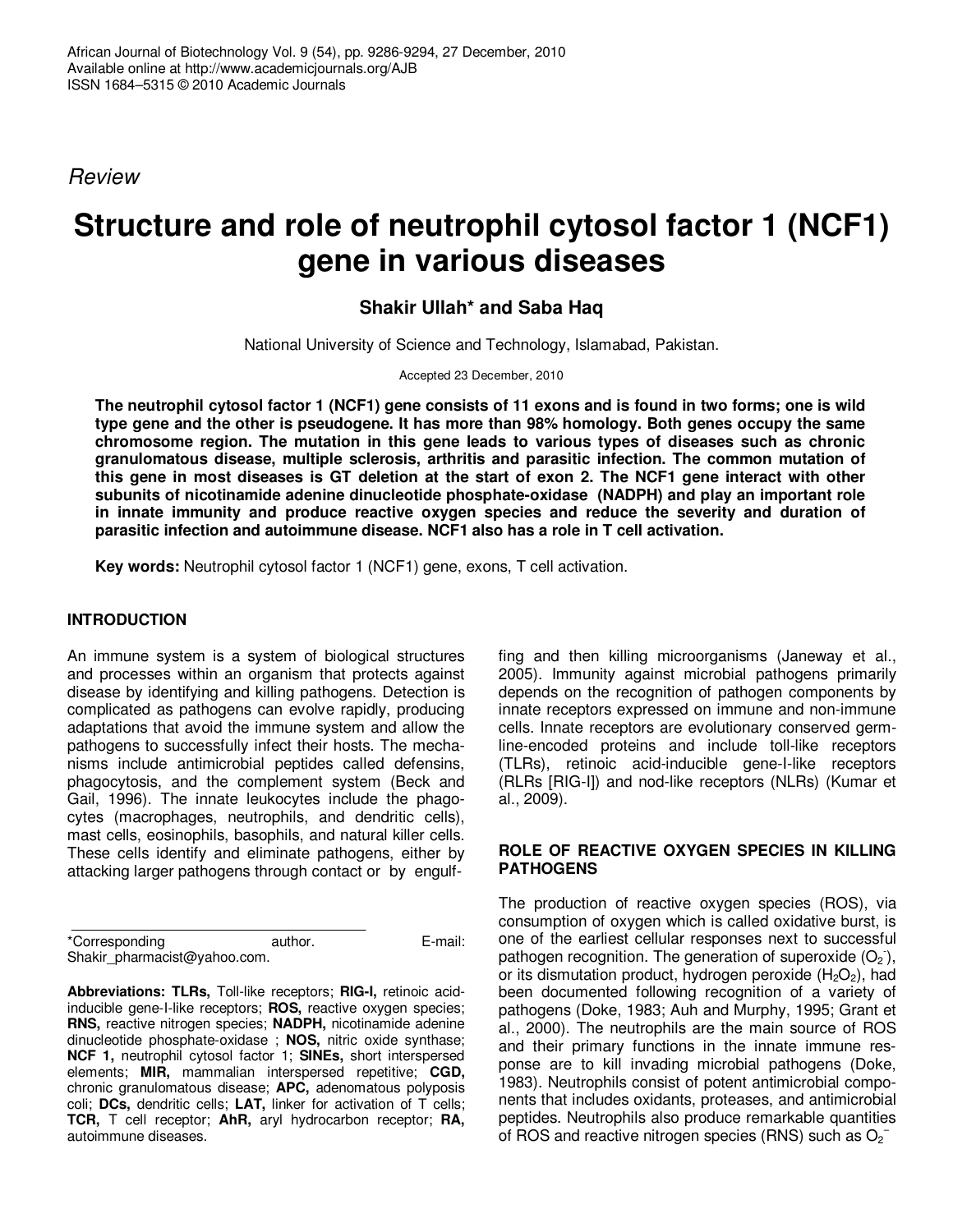*Review*

# Structure and role of neutrophil cytosol factor 1 (NCF1) gene in various diseases

**Shakir Ullah* and Saba Haq**

National University of Science and Technology, Islamabad, Pakistan.

Accepted 23 December, 2010

**The neutrophil cytosol factor 1 (NCF1) gene consists of 11 exons and is found in two forms; one is wild type gene and the other is pseudogene. It has more than 98% homology. Both genes occupy the same chromosome region. The mutation in this gene leads to various types of diseases such as chronic granulomatous disease, multiple sclerosis, arthritis and parasitic infection. The common mutation of this gene in most diseases is GT deletion at the start of exon 2. The NCF1 gene interact with other subunits of nicotinamide adenine dinucleotide phosphate-oxidase (NADPH) and play an important role in innate immunity and produce reactive oxygen species and reduce the severity and duration of parasitic infection and autoimmune disease. NCF1 also has a role in T cell activation.**

**Key words:** Neutrophil cytosol factor 1 (NCF1) gene, exons, T cell activation.

## INTRODUCTION

An immune system is a system of biological structures and processes within an organism that protects against disease by identifying and killing pathogens. Detection is complicated as pathogens can evolve rapidly, producing adaptations that avoid the immune system and allow the pathogens to successfully infect their hosts. The mechanisms include antimicrobial peptides called defensins, phagocytosis, and the complement system (Beck and Gail, 1996). The innate leukocytes include the phagocytes (macrophages, neutrophils, and dendritic cells), mast cells, eosinophils, basophils, and natural killer cells. These cells identify and eliminate pathogens, either by attacking larger pathogens through contact or by engulfing and then killing microorganisms (Janeway et al., 2005). Immunity against microbial pathogens primarily depends on the recognition of pathogen components by innate receptors expressed on immune and non-immune cells. Innate receptors are evolutionary conserved germ-line-encoded proteins and include toll-like receptors (TLRs), retinoic acid-inducible gene-I-like receptors (RLRs [RIG-I]) and nod-like receptors (NLRs) (Kumar et al., 2009).

## ROLE OF REACTIVE OXYGEN SPECIES IN KILLING PATHOGENS

The production of reactive oxygen species (ROS), via consumption of oxygen which is called oxidative burst, is one of the earliest cellular responses next to successful pathogen recognition. The generation of superoxide ($O_2^-$), or its dismutation product, hydrogen peroxide ($H_2O_2$), had been documented following recognition of a variety of pathogens (Doke, 1983; Auh and Murphy, 1995; Grant et al., 2000). The neutrophils are the main source of ROS and their primary functions in the innate immune response are to kill invading microbial pathogens (Doke, 1983). Neutrophils consist of potent antimicrobial components that includes oxidants, proteases, and antimicrobial peptides. Neutrophils also produce remarkable quantities of ROS and reactive nitrogen species (RNS) such as $O_2^-$

*Corresponding author. E-mail: Shakir_pharmacist@yahoo.com.

**Abbreviations: TLRs,** Toll-like receptors; **RIG-I,** retinoic acid-inducible gene-I-like receptors; **ROS,** reactive oxygen species; **RNS,** reactive nitrogen species; **NADPH,** nicotinamide adenine dinucleotide phosphate-oxidase ; **NOS,** nitric oxide synthase; **NCF 1,** neutrophil cytosol factor 1; **SINEs,** short interspersed elements; **MIR,** mammalian interspersed repetitive; **CGD,** chronic granulomatous disease; **APC,** adenomatous polyposis coli; **DCs,** dendritic cells; **LAT,** linker for activation of T cells; **TCR,** T cell receptor; **AhR,** aryl hydrocarbon receptor; **RA,** autoimmune diseases.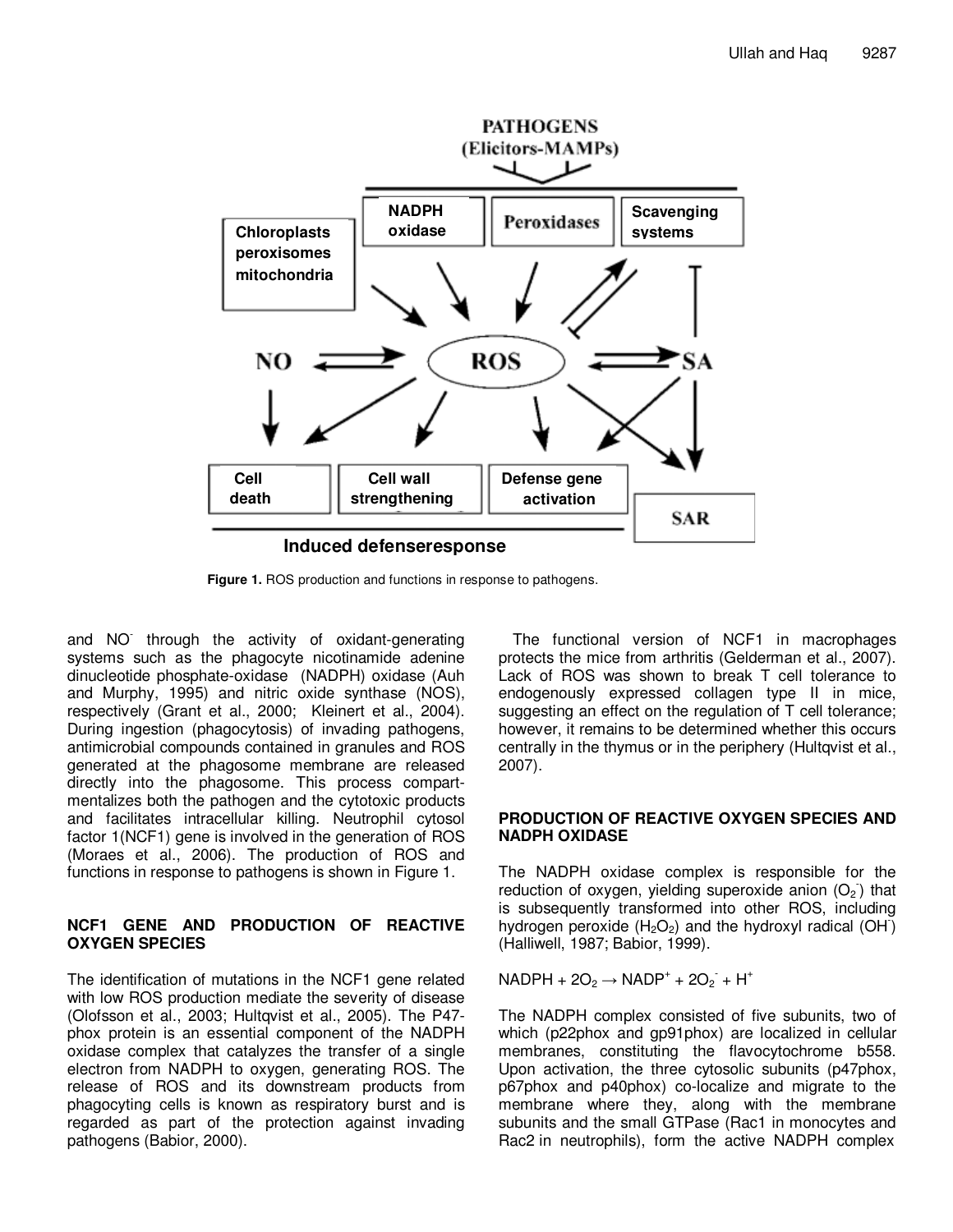Figure 1. ROS production and functions in response to pathogens.

and $NO^-$ through the activity of oxidant-generating systems such as the phagocyte nicotinamide adenine dinucleotide phosphate-oxidase (NADPH) oxidase (Auh and Murphy, 1995) and nitric oxide synthase (NOS), respectively (Grant et al., 2000; Kleinert et al., 2004). During ingestion (phagocytosis) of invading pathogens, antimicrobial compounds contained in granules and ROS generated at the phagosome membrane are released directly into the phagosome. This process compartmentalizes both the pathogen and the cytotoxic products and facilitates intracellular killing. Neutrophil cytosol factor 1(NCF1) gene is involved in the generation of ROS (Moraes et al., 2006). The production of ROS and functions in response to pathogens is shown in Figure 1.

## NCF1 GENE AND PRODUCTION OF REACTIVE OXYGEN SPECIES

The identification of mutations in the NCF1 gene related with low ROS production mediate the severity of disease (Olofsson et al., 2003; Hultqvist et al., 2005). The P47-phox protein is an essential component of the NADPH oxidase complex that catalyzes the transfer of a single electron from NADPH to oxygen, generating ROS. The release of ROS and its downstream products from phagocyting cells is known as respiratory burst and is regarded as part of the protection against invading pathogens (Babior, 2000).

The functional version of NCF1 in macrophages protects the mice from arthritis (Gelderman et al., 2007). Lack of ROS was shown to break T cell tolerance to endogenously expressed collagen type II in mice, suggesting an effect on the regulation of T cell tolerance; however, it remains to be determined whether this occurs centrally in the thymus or in the periphery (Hultqvist et al., 2007).

## PRODUCTION OF REACTIVE OXYGEN SPECIES AND NADPH OXIDASE

The NADPH oxidase complex is responsible for the reduction of oxygen, yielding superoxide anion ($O_2^-$) that is subsequently transformed into other ROS, including hydrogen peroxide ($H_2O_2$) and the hydroxyl radical ($OH^-$) (Halliwell, 1987; Babior, 1999).

$$NADPH + 2O_2 \rightarrow NADP^+ + 2O_2^- + H^+$$

The NADPH complex consisted of five subunits, two of which (p22phox and gp91phox) are localized in cellular membranes, constituting the flavocytochrome b558. Upon activation, the three cytosolic subunits (p47phox, p67phox and p40phox) co-localize and migrate to the membrane where they, along with the membrane subunits and the small GTPase (Rac1 in monocytes and Rac2 in neutrophils), form the active NADPH complex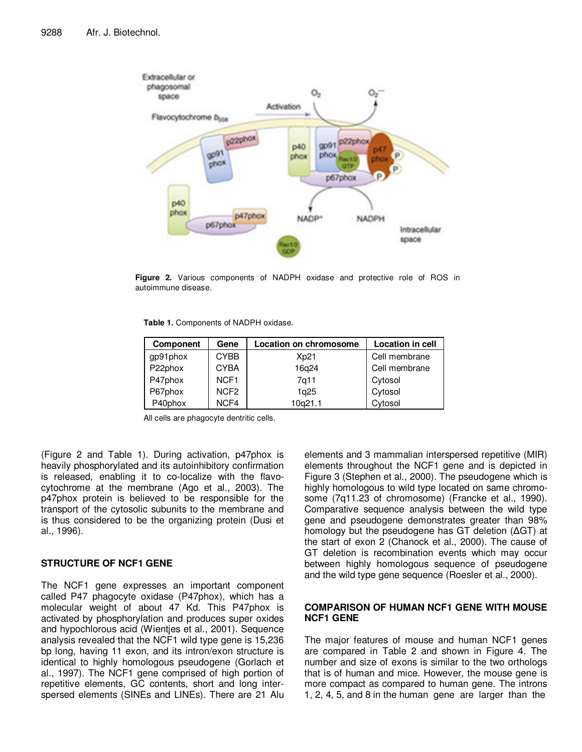Figure 2. Various components of NADPH oxidase and protective role of ROS in autoimmune disease.

**Table 1.** Components of NADPH oxidase.

| Component | Gene | Location on chromosome | Location in cell |
|---|---|---|---|
| gp91phox | CYBB | Xp21 | Cell membrane |
| P22phox | CYBA | 16q24 | Cell membrane |
| P47phox | NCF1 | 7q11 | Cytosol |
| P67phox | NCF2 | 1q25 | Cytosol |
| P40phox | NCF4 | 10q21.1 | Cytosol |

All cells are phagocyte dentritic cells.

(Figure 2 and Table 1). During activation, p47phox is heavily phosphorylated and its autoinhibitory confirmation is released, enabling it to co-localize with the flavo-cytochrome at the membrane (Ago et al., 2003). The p47phox protein is believed to be responsible for the transport of the cytosolic subunits to the membrane and is thus considered to be the organizing protein (Dusi et al., 1996).

## STRUCTURE OF NCF1 GENE

The NCF1 gene expresses an important component called P47 phagocyte oxidase (P47phox), which has a molecular weight of about 47 Kd. This P47phox is activated by phosphorylation and produces super oxides and hypochlorous acid (Wientjes et al., 2001). Sequence analysis revealed that the NCF1 wild type gene is 15,236 bp long, having 11 exon, and its intron/exon structure is identical to highly homologous pseudogene (Gorlach et al., 1997). The NCF1 gene comprised of high portion of repetitive elements, GC contents, short and long inter-spersed elements (SINEs and LINEs). There are 21 Alu elements and 3 mammalian interspersed repetitive (MIR) elements throughout the NCF1 gene and is depicted in Figure 3 (Stephen et al., 2000). The pseudogene which is highly homologous to wild type located on same chromo-some (7q11.23 of chromosome) (Francke et al., 1990). Comparative sequence analysis between the wild type gene and pseudogene demonstrates greater than 98% homology but the pseudogene has GT deletion (ΔGT) at the start of exon 2 (Chanock et al., 2000). The cause of GT deletion is recombination events which may occur between highly homologous sequence of pseudogene and the wild type gene sequence (Roesler et al., 2000).

## COMPARISON OF HUMAN NCF1 GENE WITH MOUSE NCF1 GENE

The major features of mouse and human NCF1 genes are compared in Table 2 and shown in Figure 4. The number and size of exons is similar to the two orthologs that is of human and mice. However, the mouse gene is more compact as compared to human gene. The introns 1, 2, 4, 5, and 8 in the human gene are larger than the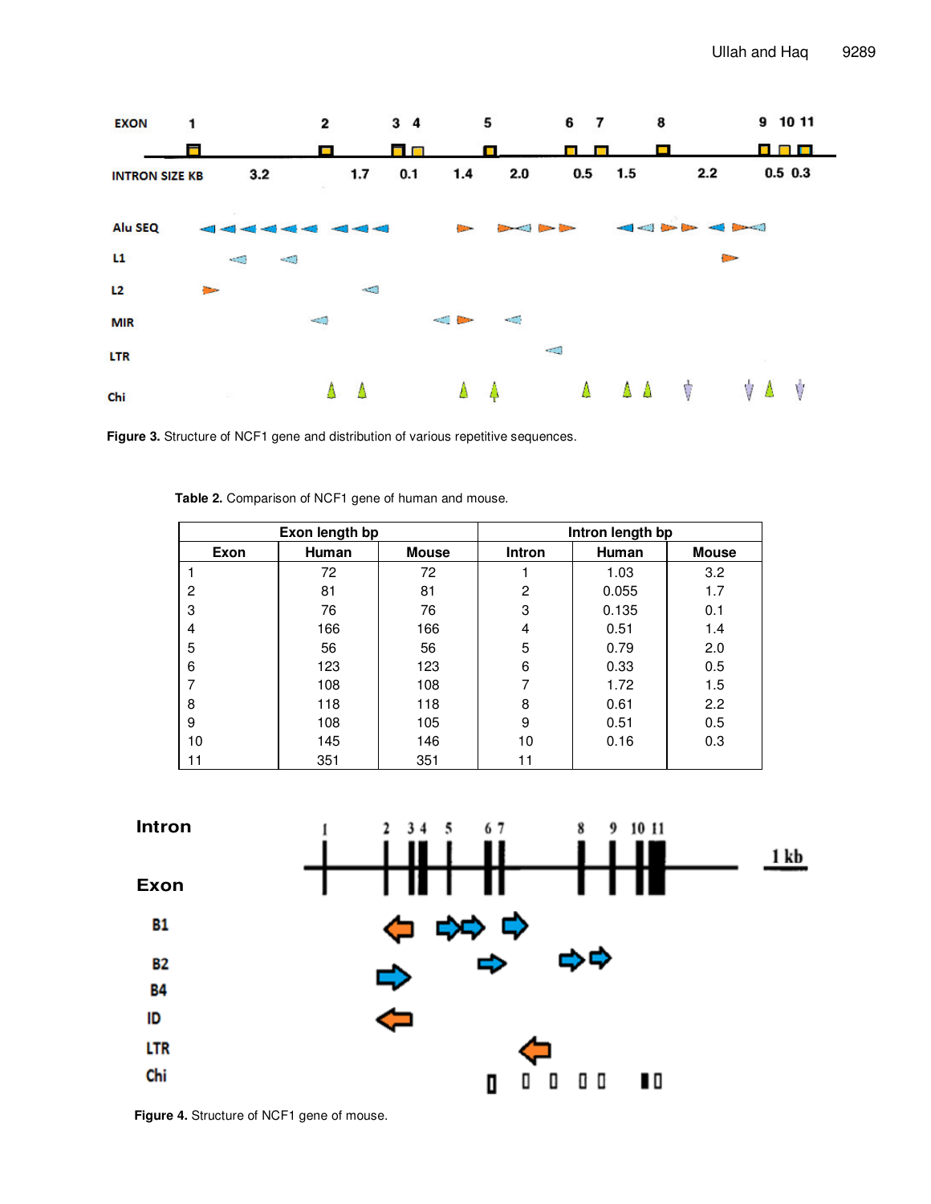Figure 3. Structure of NCF1 gene and distribution of various repetitive sequences.

Table 2. Comparison of NCF1 gene of human and mouse.

| Exon length bp | | | Intron length bp | | |
|---|---|---|---|---|---|
| Exon | Human | Mouse | Intron | Human | Mouse |
| 1 | 72 | 72 | 1 | 1.03 | 3.2 |
| 2 | 81 | 81 | 2 | 0.055 | 1.7 |
| 3 | 76 | 76 | 3 | 0.135 | 0.1 |
| 4 | 166 | 166 | 4 | 0.51 | 1.4 |
| 5 | 56 | 56 | 5 | 0.79 | 2.0 |
| 6 | 123 | 123 | 6 | 0.33 | 0.5 |
| 7 | 108 | 108 | 7 | 1.72 | 1.5 |
| 8 | 118 | 118 | 8 | 0.61 | 2.2 |
| 9 | 108 | 105 | 9 | 0.51 | 0.5 |
| 10 | 145 | 146 | 10 | 0.16 | 0.3 |
| 11 | 351 | 351 | 11 | | |

Figure 4. Structure of NCF1 gene of mouse.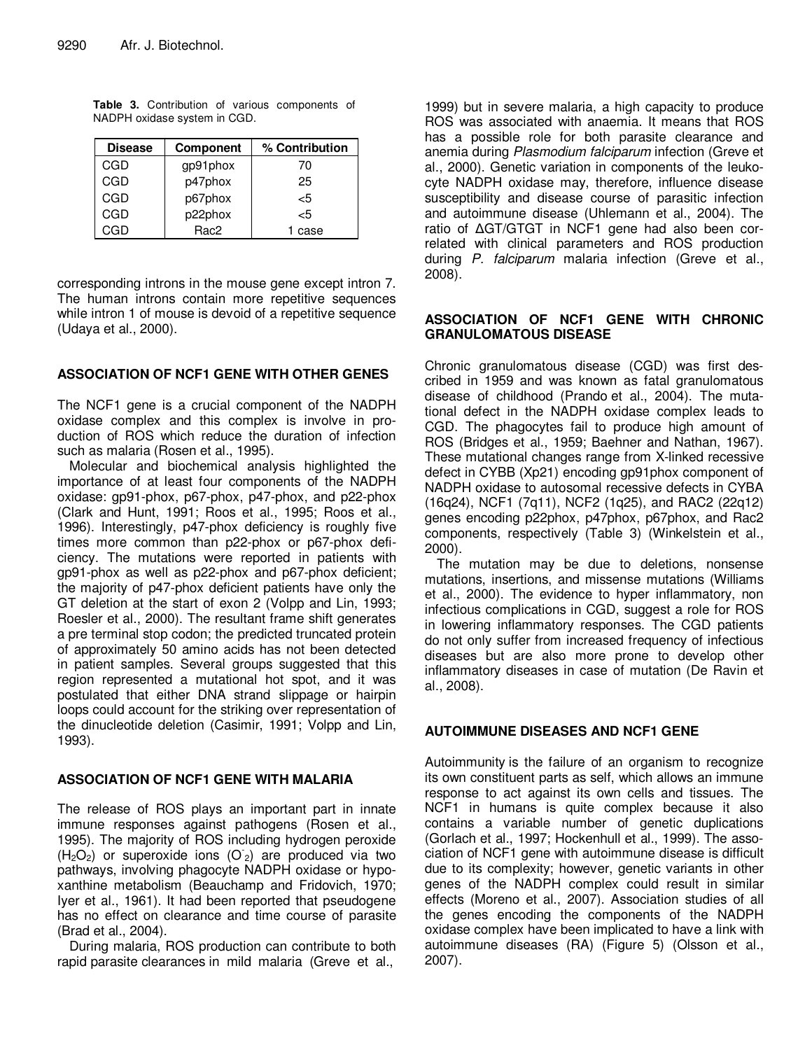**Table 3.** Contribution of various components of NADPH oxidase system in CGD.

| Disease | Component | % Contribution |
|---|---|---|
| CGD | gp91phox | 70 |
| CGD | p47phox | 25 |
| CGD | p67phox | <5 |
| CGD | p22phox | <5 |
| CGD | Rac2 | 1 case |

corresponding introns in the mouse gene except intron 7. The human introns contain more repetitive sequences while intron 1 of mouse is devoid of a repetitive sequence (Udaya et al., 2000).

## ASSOCIATION OF NCF1 GENE WITH OTHER GENES

The NCF1 gene is a crucial component of the NADPH oxidase complex and this complex is involve in production of ROS which reduce the duration of infection such as malaria (Rosen et al., 1995).

Molecular and biochemical analysis highlighted the importance of at least four components of the NADPH oxidase: gp91-phox, p67-phox, p47-phox, and p22-phox (Clark and Hunt, 1991; Roos et al., 1995; Roos et al., 1996). Interestingly, p47-phox deficiency is roughly five times more common than p22-phox or p67-phox deficiency. The mutations were reported in patients with gp91-phox as well as p22-phox and p67-phox deficient; the majority of p47-phox deficient patients have only the GT deletion at the start of exon 2 (Volpp and Lin, 1993; Roesler et al., 2000). The resultant frame shift generates a pre terminal stop codon; the predicted truncated protein of approximately 50 amino acids has not been detected in patient samples. Several groups suggested that this region represented a mutational hot spot, and it was postulated that either DNA strand slippage or hairpin loops could account for the striking over representation of the dinucleotide deletion (Casimir, 1991; Volpp and Lin, 1993).

## ASSOCIATION OF NCF1 GENE WITH MALARIA

The release of ROS plays an important part in innate immune responses against pathogens (Rosen et al., 1995). The majority of ROS including hydrogen peroxide ($H_2O_2$) or superoxide ions ($O^-_2$) are produced via two pathways, involving phagocyte NADPH oxidase or hypoxanthine metabolism (Beauchamp and Fridovich, 1970; Iyer et al., 1961). It had been reported that pseudogene has no effect on clearance and time course of parasite (Brad et al., 2004).

During malaria, ROS production can contribute to both rapid parasite clearances in mild malaria (Greve et al., 1999) but in severe malaria, a high capacity to produce ROS was associated with anaemia. It means that ROS has a possible role for both parasite clearance and anemia during *Plasmodium falciparum* infection (Greve et al., 2000). Genetic variation in components of the leukocyte NADPH oxidase may, therefore, influence disease susceptibility and disease course of parasitic infection and autoimmune disease (Uhlemann et al., 2004). The ratio of ΔGT/GTGT in NCF1 gene had also been correlated with clinical parameters and ROS production during *P. falciparum* malaria infection (Greve et al., 2008).

## ASSOCIATION OF NCF1 GENE WITH CHRONIC GRANULOMATOUS DISEASE

Chronic granulomatous disease (CGD) was first described in 1959 and was known as fatal granulomatous disease of childhood (Prando et al., 2004). The mutational defect in the NADPH oxidase complex leads to CGD. The phagocytes fail to produce high amount of ROS (Bridges et al., 1959; Baehner and Nathan, 1967). These mutational changes range from X-linked recessive defect in CYBB (Xp21) encoding gp91phox component of NADPH oxidase to autosomal recessive defects in CYBA (16q24), NCF1 (7q11), NCF2 (1q25), and RAC2 (22q12) genes encoding p22phox, p47phox, p67phox, and Rac2 components, respectively (Table 3) (Winkelstein et al., 2000).

The mutation may be due to deletions, nonsense mutations, insertions, and missense mutations (Williams et al., 2000). The evidence to hyper inflammatory, non infectious complications in CGD, suggest a role for ROS in lowering inflammatory responses. The CGD patients do not only suffer from increased frequency of infectious diseases but are also more prone to develop other inflammatory diseases in case of mutation (De Ravin et al., 2008).

## AUTOIMMUNE DISEASES AND NCF1 GENE

Autoimmunity is the failure of an organism to recognize its own constituent parts as self, which allows an immune response to act against its own cells and tissues. The NCF1 in humans is quite complex because it also contains a variable number of genetic duplications (Gorlach et al., 1997; Hockenhull et al., 1999). The association of NCF1 gene with autoimmune disease is difficult due to its complexity; however, genetic variants in other genes of the NADPH complex could result in similar effects (Moreno et al., 2007). Association studies of all the genes encoding the components of the NADPH oxidase complex have been implicated to have a link with autoimmune diseases (RA) (Figure 5) (Olsson et al., 2007).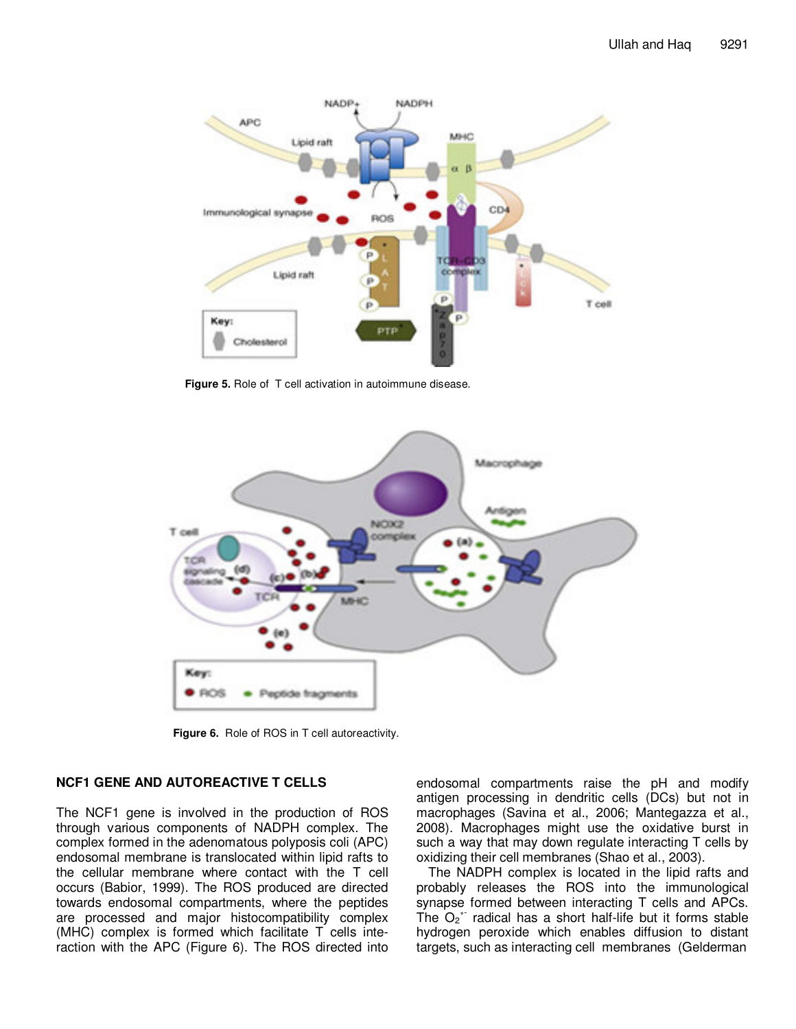Figure 5. Role of  T cell activation in autoimmune disease.

Figure 6. Role of ROS in T cell autoreactivity.

## NCF1 GENE AND AUTOREACTIVE T CELLS

The NCF1 gene is involved in the production of ROS through various components of NADPH complex. The complex formed in the adenomatous polyposis coli (APC) endosomal membrane is translocated within lipid rafts to the cellular membrane where contact with the T cell occurs (Babior, 1999). The ROS produced are directed towards endosomal compartments, where the peptides are processed and major histocompatibility complex (MHC) complex is formed which facilitate T cells interaction with the APC (Figure 6). The ROS directed into endosomal compartments raise the pH and modify antigen processing in dendritic cells (DCs) but not in macrophages (Savina et al., 2006; Mantegazza et al., 2008). Macrophages might use the oxidative burst in such a way that may down regulate interacting T cells by oxidizing their cell membranes (Shao et al., 2003).

The NADPH complex is located in the lipid rafts and probably releases the ROS into the immunological synapse formed between interacting T cells and APCs. The $O_2^{\cdot-}$ radical has a short half-life but it forms stable hydrogen peroxide which enables diffusion to distant targets, such as interacting cell membranes (Gelderman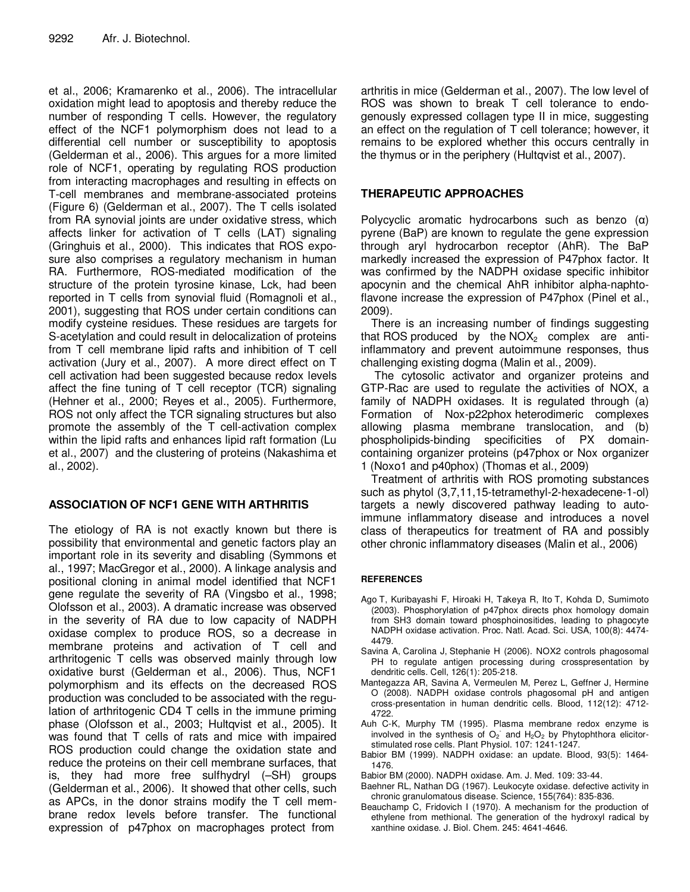et al., 2006; Kramarenko et al., 2006). The intracellular oxidation might lead to apoptosis and thereby reduce the number of responding T cells. However, the regulatory effect of the NCF1 polymorphism does not lead to a differential cell number or susceptibility to apoptosis (Gelderman et al., 2006). This argues for a more limited role of NCF1, operating by regulating ROS production from interacting macrophages and resulting in effects on T-cell membranes and membrane-associated proteins (Figure 6) (Gelderman et al., 2007). The T cells isolated from RA synovial joints are under oxidative stress, which affects linker for activation of T cells (LAT) signaling (Gringhuis et al., 2000). This indicates that ROS exposure also comprises a regulatory mechanism in human RA. Furthermore, ROS-mediated modification of the structure of the protein tyrosine kinase, Lck, had been reported in T cells from synovial fluid (Romagnoli et al., 2001), suggesting that ROS under certain conditions can modify cysteine residues. These residues are targets for S-acetylation and could result in delocalization of proteins from T cell membrane lipid rafts and inhibition of T cell activation (Jury et al., 2007). A more direct effect on T cell activation had been suggested because redox levels affect the fine tuning of T cell receptor (TCR) signaling (Hehner et al., 2000; Reyes et al., 2005). Furthermore, ROS not only affect the TCR signaling structures but also promote the assembly of the T cell-activation complex within the lipid rafts and enhances lipid raft formation (Lu et al., 2007) and the clustering of proteins (Nakashima et al., 2002).

## ASSOCIATION OF NCF1 GENE WITH ARTHRITIS

The etiology of RA is not exactly known but there is possibility that environmental and genetic factors play an important role in its severity and disabling (Symmons et al., 1997; MacGregor et al., 2000). A linkage analysis and positional cloning in animal model identified that NCF1 gene regulate the severity of RA (Vingsbo et al., 1998; Olofsson et al., 2003). A dramatic increase was observed in the severity of RA due to low capacity of NADPH oxidase complex to produce ROS, so a decrease in membrane proteins and activation of T cell and arthritogenic T cells was observed mainly through low oxidative burst (Gelderman et al., 2006). Thus, NCF1 polymorphism and its effects on the decreased ROS production was concluded to be associated with the regulation of arthritogenic CD4 T cells in the immune priming phase (Olofsson et al., 2003; Hultqvist et al., 2005). It was found that T cells of rats and mice with impaired ROS production could change the oxidation state and reduce the proteins on their cell membrane surfaces, that is, they had more free sulfhydryl (–SH) groups (Gelderman et al., 2006). It showed that other cells, such as APCs, in the donor strains modify the T cell membrane redox levels before transfer. The functional expression of p47phox on macrophages protect from arthritis in mice (Gelderman et al., 2007). The low level of ROS was shown to break T cell tolerance to endogenously expressed collagen type II in mice, suggesting an effect on the regulation of T cell tolerance; however, it remains to be explored whether this occurs centrally in the thymus or in the periphery (Hultqvist et al., 2007).

## THERAPEUTIC APPROACHES

Polycyclic aromatic hydrocarbons such as benzo (α) pyrene (BaP) are known to regulate the gene expression through aryl hydrocarbon receptor (AhR). The BaP markedly increased the expression of P47phox factor. It was confirmed by the NADPH oxidase specific inhibitor apocynin and the chemical AhR inhibitor alpha-naphtoflavone increase the expression of P47phox (Pinel et al., 2009).

There is an increasing number of findings suggesting that ROS produced by the $NOX_2$ complex are anti-inflammatory and prevent autoimmune responses, thus challenging existing dogma (Malin et al., 2009).

The cytosolic activator and organizer proteins and GTP-Rac are used to regulate the activities of NOX, a family of NADPH oxidases. It is regulated through (a) Formation of Nox-p22phox heterodimeric complexes allowing plasma membrane translocation, and (b) phospholipids-binding specificities of PX domain-containing organizer proteins (p47phox or Nox organizer 1 (Noxo1 and p40phox) (Thomas et al., 2009)

Treatment of arthritis with ROS promoting substances such as phytol (3,7,11,15-tetramethyl-2-hexadecene-1-ol) targets a newly discovered pathway leading to autoimmune inflammatory disease and introduces a novel class of therapeutics for treatment of RA and possibly other chronic inflammatory diseases (Malin et al., 2006)

### REFERENCES

Ago T, Kuribayashi F, Hiroaki H, Takeya R, Ito T, Kohda D, Sumimoto (2003). Phosphorylation of p47phox directs phox homology domain from SH3 domain toward phosphoinositides, leading to phagocyte NADPH oxidase activation. Proc. Natl. Acad. Sci. USA, 100(8): 4474-4479.

Savina A, Carolina J, Stephanie H (2006). NOX2 controls phagosomal PH to regulate antigen processing during crosspresentation by dendritic cells. Cell, 126(1): 205-218.

Mantegazza AR, Savina A, Vermeulen M, Perez L, Geffner J, Hermine O (2008). NADPH oxidase controls phagosomal pH and antigen cross-presentation in human dendritic cells. Blood, 112(12): 4712-4722.

Auh C-K, Murphy TM (1995). Plasma membrane redox enzyme is involved in the synthesis of $O_2^-$ and $H_2O_2$ by Phytophthora elicitor-stimulated rose cells. Plant Physiol. 107: 1241-1247.

Babior BM (1999). NADPH oxidase: an update. Blood, 93(5): 1464-1476.

Babior BM (2000). NADPH oxidase. Am. J. Med. 109: 33-44.

Baehner RL, Nathan DG (1967). Leukocyte oxidase. defective activity in chronic granulomatous disease. Science, 155(764): 835-836.

Beauchamp C, Fridovich I (1970). A mechanism for the production of ethylene from methional. The generation of the hydroxyl radical by xanthine oxidase. J. Biol. Chem. 245: 4641-4646.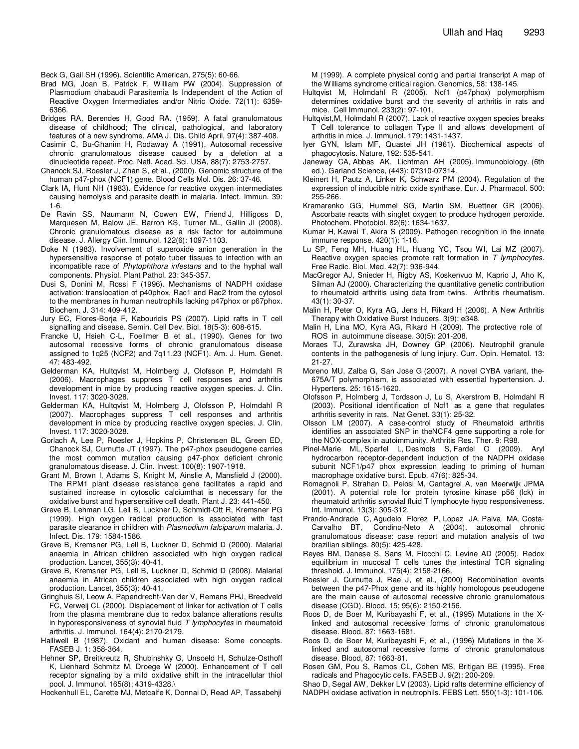Beck G, Gail SH (1996). Scientific American, 275(5): 60-66.

Brad MG, Joan B, Patrick F, William PW (2004). Suppression of Plasmodium chabaudi Parasitemia Is Independent of the Action of Reactive Oxygen Intermediates and/or Nitric Oxide. 72(11): 6359-6366.

Bridges RA, Berendes H, Good RA. (1959). A fatal granulomatous disease of childhood; The clinical, pathological, and laboratory features of a new syndrome. AMA J. Dis. Child April, 97(4): 387-408.

Casimir C, Bu-Ghanim H, Rodaway A (1991). Autosomal recessive chronic granulomatous disease caused by a deletion at a dinucleotide repeat. Proc. Natl. Acad. Sci. USA, 88(7): 2753-2757.

Chanock SJ, Roesler J, Zhan S, et al., (2000). Genomic structure of the human p47-phox (NCF1) gene. Blood Cells Mol. Dis. 26: 37-46.

Clark IA, Hunt NH (1983). Evidence for reactive oxygen intermediates causing hemolysis and parasite death in malaria. Infect. Immun. 39: 1-6.

De Ravin SS, Naumann N, Cowen EW, Friend J, Hilligoss D, Marquesen M, Balow JE, Barron KS, Turner ML, Gallin JI (2008). Chronic granulomatous disease as a risk factor for autoimmune disease. J. Allergy Clin. Immunol. 122(6): 1097-1103.

Doke N (1983). Involvement of superoxide anion generation in the hypersensitive response of potato tuber tissues to infection with an incompatible race of *Phytophthora infestans* and to the hyphal wall components. Physiol. Plant Pathol. 23: 345-357.

Dusi S, Donini M, Rossi F (1996). Mechanisms of NADPH oxidase activation: translocation of p40phox, Rac1 and Rac2 from the cytosol to the membranes in human neutrophils lacking p47phox or p67phox. Biochem. J. 314: 409-412.

Jury EC, Flores-Borja F, Kabouridis PS (2007). Lipid rafts in T cell signalling and disease. Semin. Cell Dev. Biol. 18(5-3): 608-615.

Francke U, Hsieh C-L, Foellmer B et al., (1990). Genes for two autosomal recessive forms of chronic granulomatous disease assigned to 1q25 (NCF2) and 7q11.23 (NCF1). Am. J. Hum. Genet. 47: 483-492.

Gelderman KA, Hultqvist M, Holmberg J, Olofsson P, Holmdahl R (2006). Macrophages suppress T cell responses and arthritis development in mice by producing reactive oxygen species. J. Clin. Invest. 117: 3020-3028.

Gelderman KA, Hultqvist M, Holmberg J, Olofsson P, Holmdahl R (2007). Macrophages suppress T cell responses and arthritis development in mice by producing reactive oxygen species. J. Clin. Invest. 117: 3020-3028.

Gorlach A, Lee P, Roesler J, Hopkins P, Christensen BL, Green ED, Chanock SJ, Curnutte JT (1997). The p47-phox pseudogene carries the most common mutation causing p47-phox deficient chronic granulomatous disease. J. Clin. Invest. 100(8): 1907-1918.

Grant M, Brown I, Adams S, Knight M, Ainslie A, Mansfield J (2000). The RPM1 plant disease resistance gene facilitates a rapid and sustained increase in cytosolic calciumthat is necessary for the oxidative burst and hypersensitive cell death. Plant J. 23: 441-450.

Greve B, Lehman LG, Lell B, Luckner D, Schmidt-Ott R, Kremsner PG (1999). High oxygen radical production is associated with fast parasite clearance in children with *Plasmodium falciparum* malaria. J. Infect. Dis. 179: 1584-1586.

Greve B, Kremsner PG, Lell B, Luckner D, Schmid D (2000). Malarial anaemia in African children associated with high oxygen radical production. Lancet, 355(3): 40-41.

Greve B, Kremsner PG, Lell B, Luckner D, Schmid D (2008). Malarial anaemia in African children associated with high oxygen radical production. Lancet, 355(3): 40-41.

Gringhuis SI, Leow A, Papendrecht-Van der V, Remans PHJ, Breedveld FC, Verweij CL (2000). Displacement of linker for activation of T cells from the plasma membrane due to redox balance alterations results in hyporesponsiveness of synovial fluid *T lymphocytes* in rheumatoid arthritis. J. Immunol. 164(4): 2170-2179.

Halliwell B (1987). Oxidant and human disease: Some concepts. FASEB J. 1: 358-364.

Hehner SP, Breitkreutz R, Shubinshky G, Unsoeld H, Schulze-Osthoff K, Lienhard Schmitz M, Droege W (2000). Enhancement of T cell receptor signaling by a mild oxidative shift in the intracellular thiol pool. J. Immunol. 165(8); 4319-4328.\

Hockenhull EL, Carette MJ, Metcalfe K, Donnai D, Read AP, Tassabehji M (1999). A complete physical contig and partial transcript A map of the Williams syndrome critical region. Genomics, 58: 138-145.

Hultqvist M, Holmdahl R (2005). Ncf1 (p47phox) polymorphism determines oxidative burst and the severity of arthritis in rats and mice. Cell Immunol. 233(2): 97-101.

Hultqvist,M, Holmdahl R (2007). Lack of reactive oxygen species breaks T Cell tolerance to collagen Type II and allows development of arthritis in mice. J. Immunol. 179: 1431-1437.

Iyer GYN, Islam MF, Quastei JH (1961). Biochemical aspects of phagocytosis. Nature, 192: 535-541.

Janeway CA, Abbas AK, Lichtman AH (2005). Immunobiology. (6th ed.). Garland Science, (443): 07310-07314.

Kleinert H, Pautz A, Linker K, Schwarz PM (2004). Regulation of the expression of inducible nitric oxide synthase. Eur. J. Pharmacol. 500: 255-266.

Kramarenko GG, Hummel SG, Martin SM, Buettner GR (2006). Ascorbate reacts with singlet oxygen to produce hydrogen peroxide. Photochem. Photobiol. 82(6): 1634-1637.

Kumar H, Kawai T, Akira S (2009). Pathogen recognition in the innate immune response. 420(1): 1-16.

Lu SP, Feng MH, Huang HL, Huang YC, Tsou WI, Lai MZ (2007). Reactive oxygen species promote raft formation in *T lymphocytes*. Free Radic. Biol. Med. 42(7): 936-944.

MacGregor AJ, Snieder H, Rigby AS, Koskenvuo M, Kaprio J, Aho K, Silman AJ (2000). Characterizing the quantitative genetic contribution to rheumatoid arthritis using data from twins. Arthritis rheumatism. 43(1): 30-37.

Malin H, Peter O, Kyra AG, Jens H, Rikard H (2006). A New Arthritis Therapy with Oxidative Burst Inducers. 3(9): e348.

Malin H, Lina MO, Kyra AG, Rikard H (2009). The protective role of ROS in autoimmune disease. 30(5): 201-208.

Moraes TJ, Zurawska JH, Downey GP (2006). Neutrophil granule contents in the pathogenesis of lung injury. Curr. Opin. Hematol. 13: 21-27.

Moreno MU, Zalba G, San Jose G (2007). A novel CYBA variant, the-675A/T polymorphism, is associated with essential hypertension. J. Hypertens. 25: 1615-1620.

Olofsson P, Holmberg J, Tordsson J, Lu S, Akerstrom B, Holmdahl R (2003). Positional identification of Ncf1 as a gene that regulates arthritis severity in rats. Nat Genet. 33(1): 25-32.

Olsson LM (2007). A case-control study of Rheumatoid arthritis identifies an associated SNP in theNCF4 gene supporting a role for the NOX-complex in autoimmunity. Arthritis Res. Ther. 9: R98.

Pinel-Marie ML, Sparfel L, Desmots S, Fardel O (2009). Aryl hydrocarbon receptor-dependent induction of the NADPH oxidase subunit NCF1/p47 phox expression leading to priming of human macrophage oxidative burst. Epub. 47(6): 825-34.

Romagnoli P, Strahan D, Pelosi M, Cantagrel A, van Meerwijk JPMA (2001). A potential role for protein tyrosine kinase p56 (lck) in rheumatoid arthritis synovial fluid T lymphocyte hypo responsiveness. Int. Immunol. 13(3): 305-312.

Prando-Andrade C, Agudelo Florez P, Lopez JA, Paiva MA, Costa-Carvalho BT, Condino-Neto A (2004). autosomal chronic granulomatous disease: case report and mutation analysis of two brazilian siblings. 80(5): 425-428.

Reyes BM, Danese S, Sans M, Fiocchi C, Levine AD (2005). Redox equilibrium in mucosal T cells tunes the intestinal TCR signaling threshold. J. Immunol. 175(4): 2158-2166.

Roesler J, Curnutte J, Rae J, et al., (2000) Recombination events between the p47-Phox gene and its highly homologous pseudogene are the main cause of autosomal recessive chronic granulomatous disease (CGD). Blood, 15; 95(6): 2150-2156.

Roos D, de Boer M, Kuribayashi F, et al., (1995) Mutations in the X-linked and autosomal recessive forms of chronic granulomatous disease. Blood, 87: 1663-1681.

Roos D, de Boer M, Kuribayashi F, et al., (1996) Mutations in the X-linked and autosomal recessive forms of chronic granulomatous disease. Blood, 87: 1663-81.

Rosen GM, Pou S, Ramos CL, Cohen MS, Britigan BE (1995). Free radicals and Phagocytic cells. FASEB J. 9(2): 200-209.

Shao D, Segal AW, Dekker LV (2003). Lipid rafts determine efficiency of NADPH oxidase activation in neutrophils. FEBS Lett. 550(1-3): 101-106.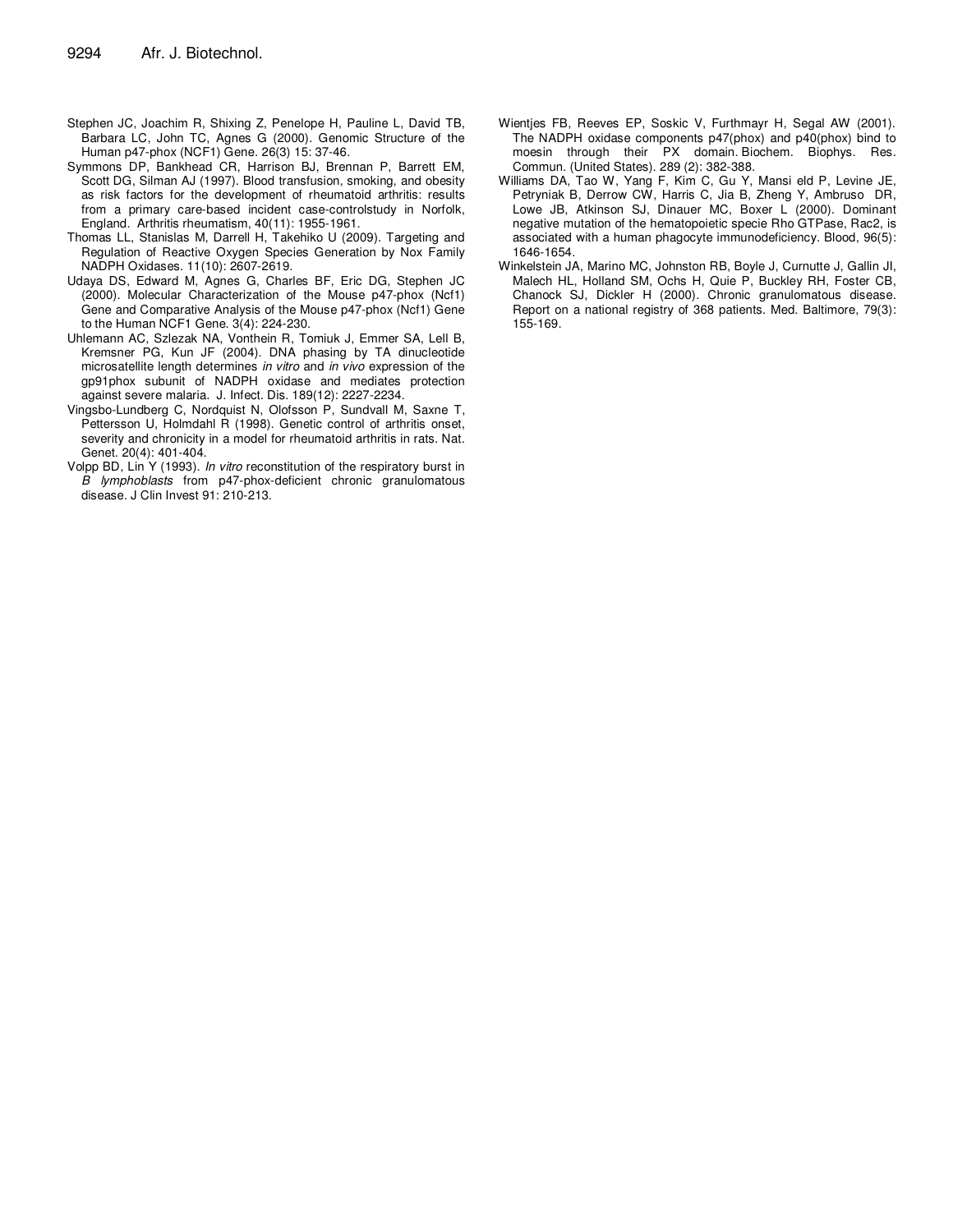Stephen JC, Joachim R, Shixing Z, Penelope H, Pauline L, David TB, Barbara LC, John TC, Agnes G (2000). Genomic Structure of the Human p47-phox (NCF1) Gene. 26(3) 15: 37-46.

Symmons DP, Bankhead CR, Harrison BJ, Brennan P, Barrett EM, Scott DG, Silman AJ (1997). Blood transfusion, smoking, and obesity as risk factors for the development of rheumatoid arthritis: results from a primary care-based incident case-controlstudy in Norfolk, England. Arthritis rheumatism, 40(11): 1955-1961.

Thomas LL, Stanislas M, Darrell H, Takehiko U (2009). Targeting and Regulation of Reactive Oxygen Species Generation by Nox Family NADPH Oxidases. 11(10): 2607-2619.

Udaya DS, Edward M, Agnes G, Charles BF, Eric DG, Stephen JC (2000). Molecular Characterization of the Mouse p47-phox (Ncf1) Gene and Comparative Analysis of the Mouse p47-phox (Ncf1) Gene to the Human NCF1 Gene. 3(4): 224-230.

Uhlemann AC, Szlezak NA, Vonthein R, Tomiuk J, Emmer SA, Lell B, Kremsner PG, Kun JF (2004). DNA phasing by TA dinucleotide microsatellite length determines *in vitro* and *in vivo* expression of the gp91phox subunit of NADPH oxidase and mediates protection against severe malaria. J. Infect. Dis. 189(12): 2227-2234.

Vingsbo-Lundberg C, Nordquist N, Olofsson P, Sundvall M, Saxne T, Pettersson U, Holmdahl R (1998). Genetic control of arthritis onset, severity and chronicity in a model for rheumatoid arthritis in rats. Nat. Genet. 20(4): 401-404.

Volpp BD, Lin Y (1993). *In vitro* reconstitution of the respiratory burst in *B lymphoblasts* from p47-phox-deficient chronic granulomatous disease. J Clin Invest 91: 210-213.

Wientjes FB, Reeves EP, Soskic V, Furthmayr H, Segal AW (2001). The NADPH oxidase components p47(phox) and p40(phox) bind to moesin through their PX domain. Biochem. Biophys. Res. Commun. (United States). 289 (2): 382-388.

Williams DA, Tao W, Yang F, Kim C, Gu Y, Mansi eld P, Levine JE, Petryniak B, Derrow CW, Harris C, Jia B, Zheng Y, Ambruso DR, Lowe JB, Atkinson SJ, Dinauer MC, Boxer L (2000). Dominant negative mutation of the hematopoietic specie Rho GTPase, Rac2, is associated with a human phagocyte immunodeficiency. Blood, 96(5): 1646-1654.

Winkelstein JA, Marino MC, Johnston RB, Boyle J, Curnutte J, Gallin JI, Malech HL, Holland SM, Ochs H, Quie P, Buckley RH, Foster CB, Chanock SJ, Dickler H (2000). Chronic granulomatous disease. Report on a national registry of 368 patients. Med. Baltimore, 79(3): 155-169.